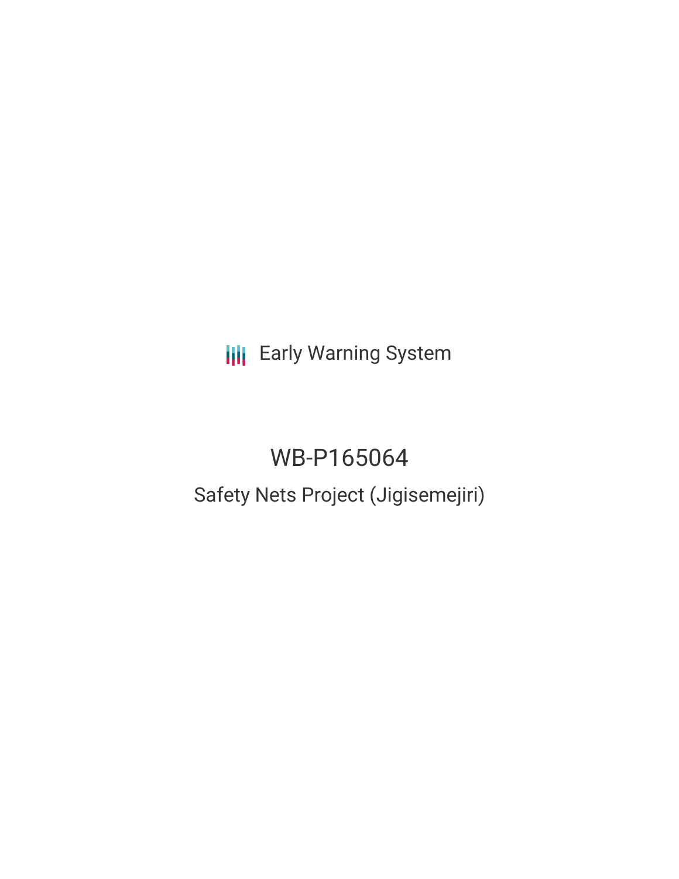Early Warning System

# WB-P165064

## Safety Nets Project (Jigisemejiri)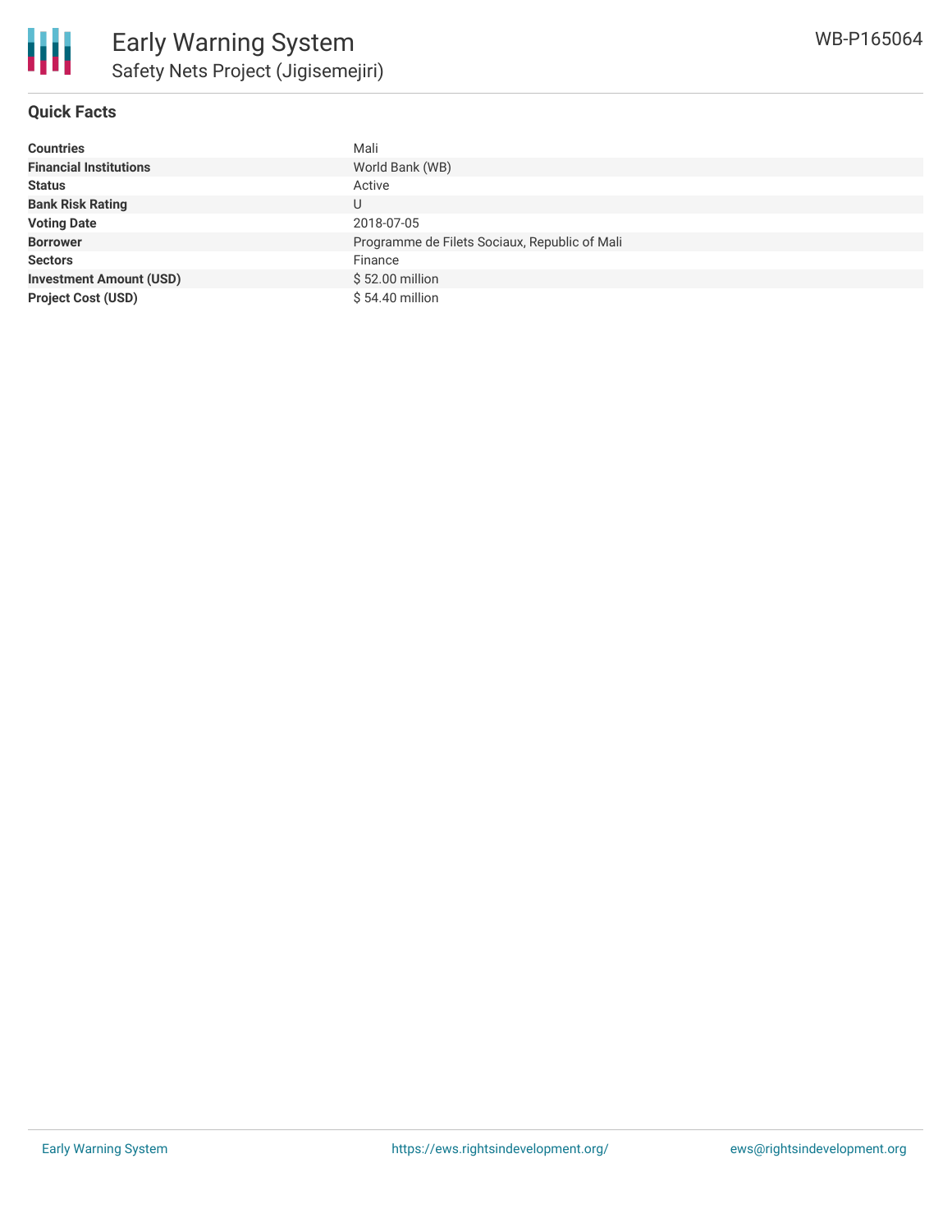# Early Warning System

## Safety Nets Project (Jigisemejiri)

WB-P165064

### Quick Facts

| | |
|---|---|
| **Countries** | Mali |
| **Financial Institutions** | World Bank (WB) |
| **Status** | Active |
| **Bank Risk Rating** | U |
| **Voting Date** | 2018-07-05 |
| **Borrower** | Programme de Filets Sociaux, Republic of Mali |
| **Sectors** | Finance |
| **Investment Amount (USD)** | $ 52.00 million |
| **Project Cost (USD)** | $ 54.40 million |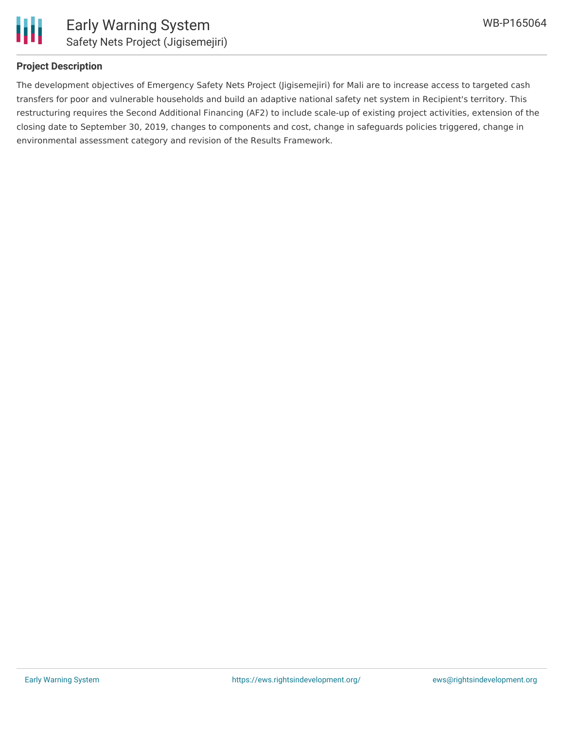## Project Description

The development objectives of Emergency Safety Nets Project (Jigisemejiri) for Mali are to increase access to targeted cash transfers for poor and vulnerable households and build an adaptive national safety net system in Recipient's territory. This restructuring requires the Second Additional Financing (AF2) to include scale-up of existing project activities, extension of the closing date to September 30, 2019, changes to components and cost, change in safeguards policies triggered, change in environmental assessment category and revision of the Results Framework.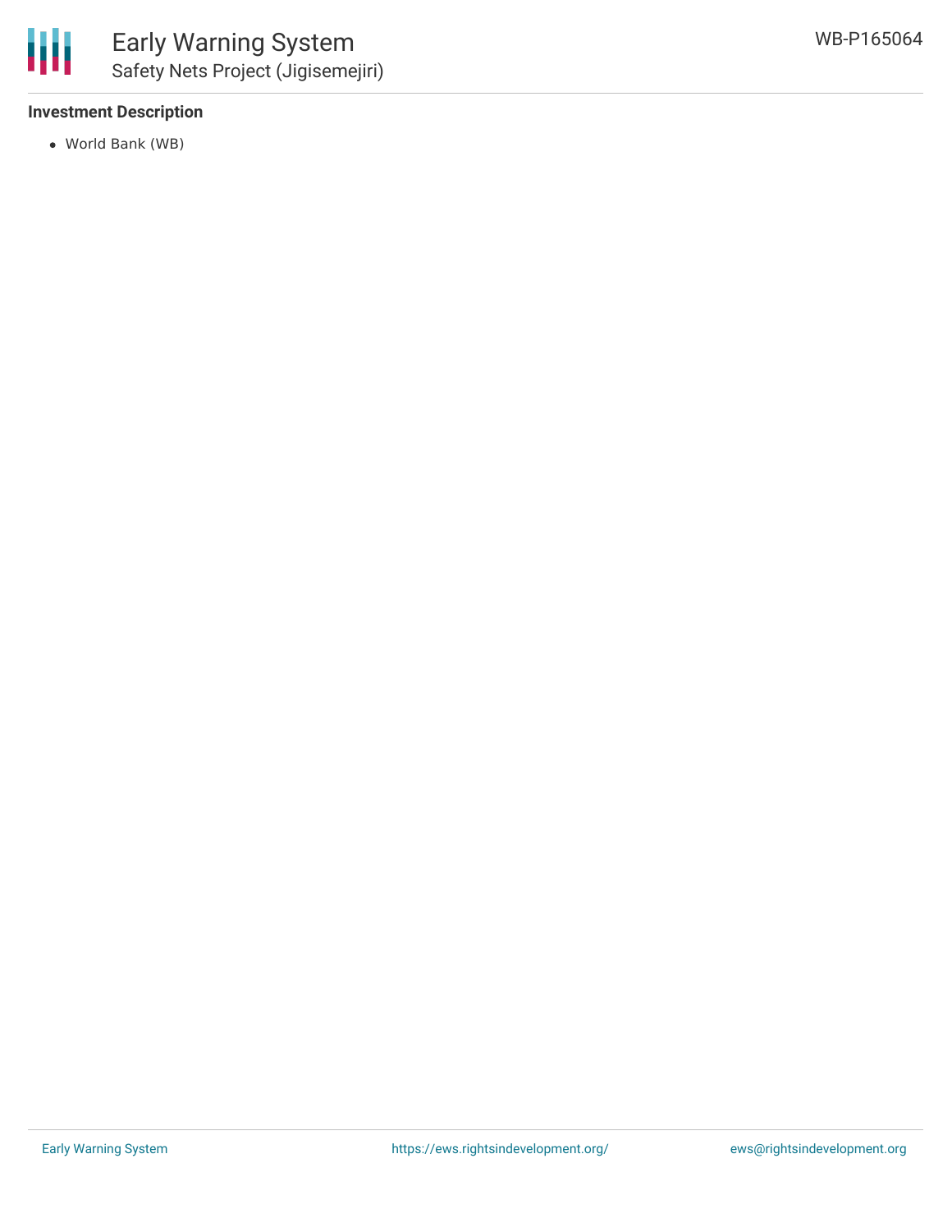### Investment Description

- World Bank (WB)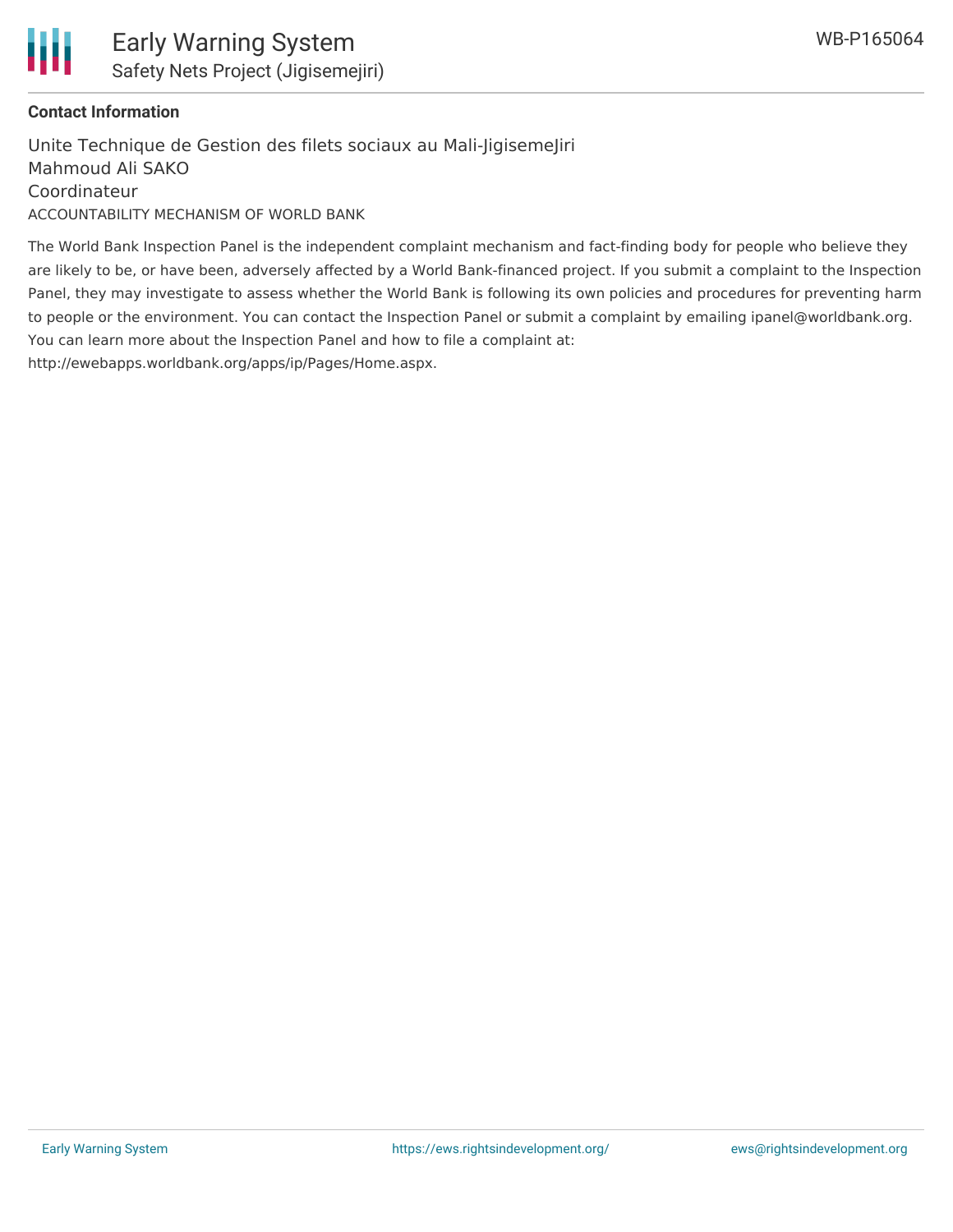**Contact Information**

Unite Technique de Gestion des filets sociaux au Mali-JigisemeJiri
Mahmoud Ali SAKO
Coordinateur

ACCOUNTABILITY MECHANISM OF WORLD BANK

The World Bank Inspection Panel is the independent complaint mechanism and fact-finding body for people who believe they are likely to be, or have been, adversely affected by a World Bank-financed project. If you submit a complaint to the Inspection Panel, they may investigate to assess whether the World Bank is following its own policies and procedures for preventing harm to people or the environment. You can contact the Inspection Panel or submit a complaint by emailing ipanel@worldbank.org. You can learn more about the Inspection Panel and how to file a complaint at: http://ewebapps.worldbank.org/apps/ip/Pages/Home.aspx.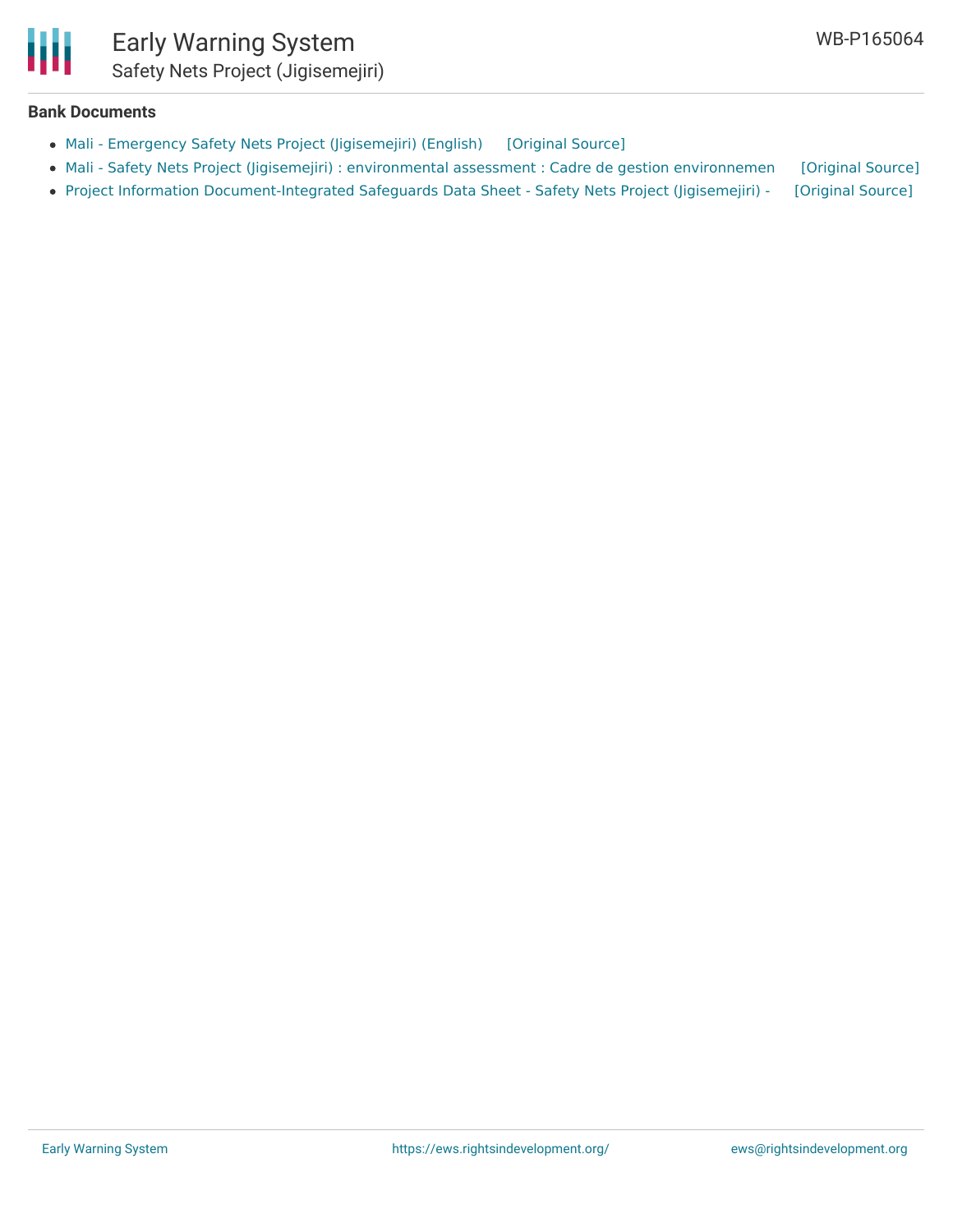**Bank Documents**

- Mali - Emergency Safety Nets Project (Jigisemejiri) (English) [Original Source]
- Mali - Safety Nets Project (Jigisemejiri) : environmental assessment : Cadre de gestion environnemen [Original Source]
- Project Information Document-Integrated Safeguards Data Sheet - Safety Nets Project (Jigisemejiri) - [Original Source]